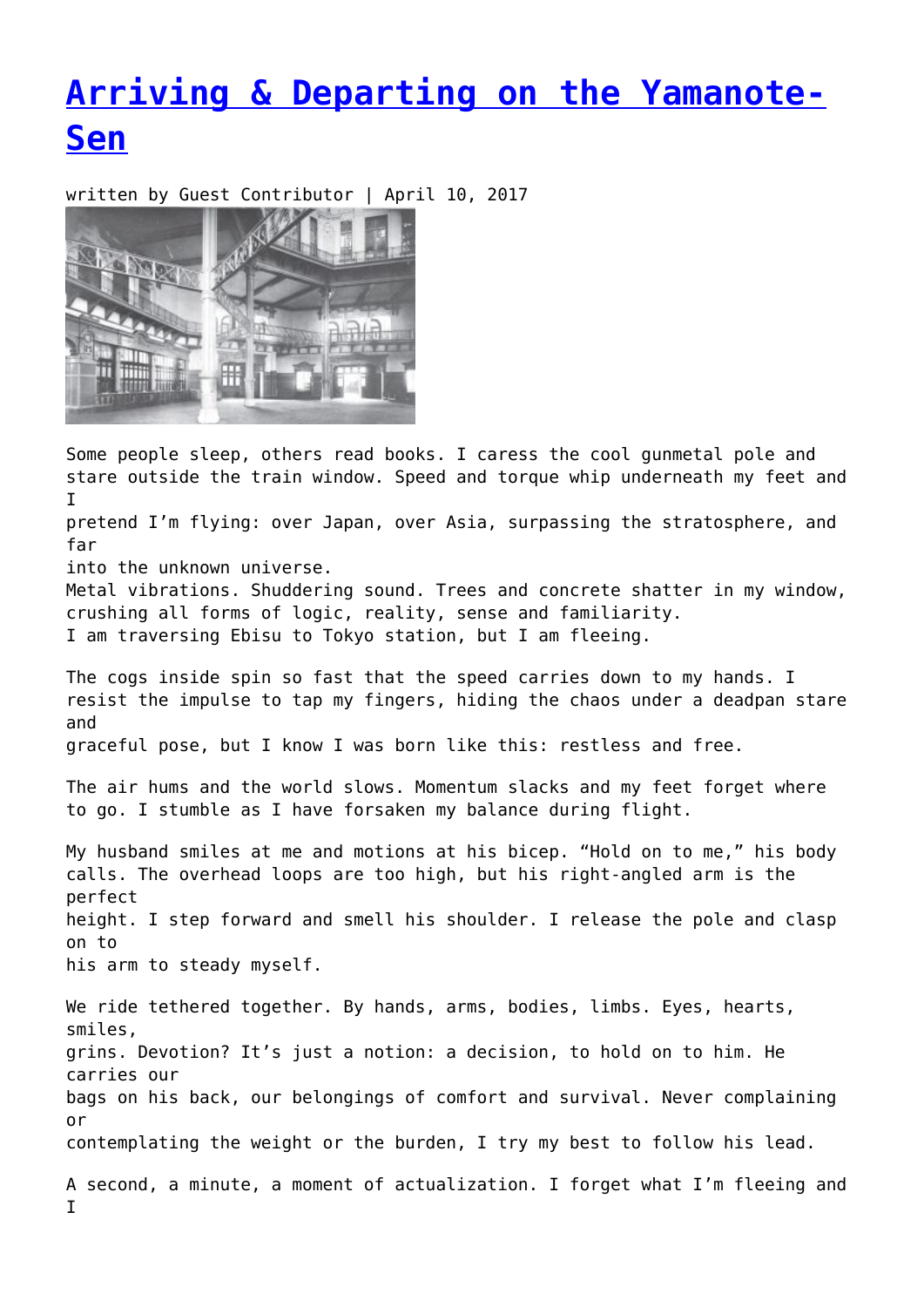# [Arriving & Departing on the Yamanote-Sen]()

written by Guest Contributor | April 10, 2017

Some people sleep, others read books. I caress the cool gunmetal pole and stare outside the train window. Speed and torque whip underneath my feet and I pretend I'm flying: over Japan, over Asia, surpassing the stratosphere, and far into the unknown universe.
Metal vibrations. Shuddering sound. Trees and concrete shatter in my window, crushing all forms of logic, reality, sense and familiarity.
I am traversing Ebisu to Tokyo station, but I am fleeing.

The cogs inside spin so fast that the speed carries down to my hands. I resist the impulse to tap my fingers, hiding the chaos under a deadpan stare and graceful pose, but I know I was born like this: restless and free.

The air hums and the world slows. Momentum slacks and my feet forget where to go. I stumble as I have forsaken my balance during flight.

My husband smiles at me and motions at his bicep. "Hold on to me," his body calls. The overhead loops are too high, but his right-angled arm is the perfect height. I step forward and smell his shoulder. I release the pole and clasp on to his arm to steady myself.

We ride tethered together. By hands, arms, bodies, limbs. Eyes, hearts, smiles, grins. Devotion? It's just a notion: a decision, to hold on to him. He carries our bags on his back, our belongings of comfort and survival. Never complaining or contemplating the weight or the burden, I try my best to follow his lead.

A second, a minute, a moment of actualization. I forget what I'm fleeing and I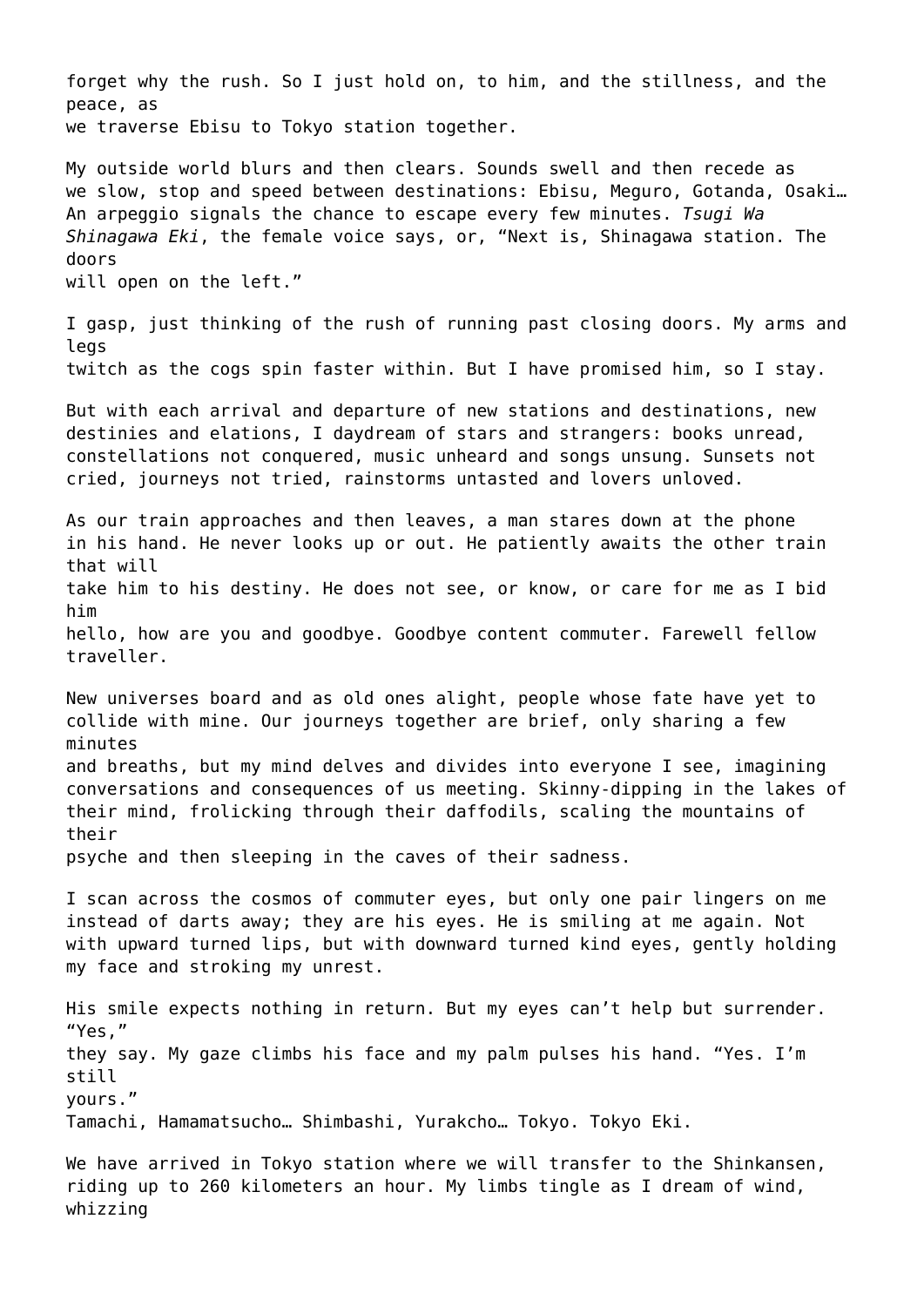forget why the rush. So I just hold on, to him, and the stillness, and the peace, as we traverse Ebisu to Tokyo station together.

My outside world blurs and then clears. Sounds swell and then recede as we slow, stop and speed between destinations: Ebisu, Meguro, Gotanda, Osaki… An arpeggio signals the chance to escape every few minutes. *Tsugi Wa Shinagawa Eki*, the female voice says, or, “Next is, Shinagawa station. The doors will open on the left.”

I gasp, just thinking of the rush of running past closing doors. My arms and legs twitch as the cogs spin faster within. But I have promised him, so I stay.

But with each arrival and departure of new stations and destinations, new destinies and elations, I daydream of stars and strangers: books unread, constellations not conquered, music unheard and songs unsung. Sunsets not cried, journeys not tried, rainstorms untasted and lovers unloved.

As our train approaches and then leaves, a man stares down at the phone in his hand. He never looks up or out. He patiently awaits the other train that will take him to his destiny. He does not see, or know, or care for me as I bid him hello, how are you and goodbye. Goodbye content commuter. Farewell fellow traveller.

New universes board and as old ones alight, people whose fate have yet to collide with mine. Our journeys together are brief, only sharing a few minutes and breaths, but my mind delves and divides into everyone I see, imagining conversations and consequences of us meeting. Skinny-dipping in the lakes of their mind, frolicking through their daffodils, scaling the mountains of their psyche and then sleeping in the caves of their sadness.

I scan across the cosmos of commuter eyes, but only one pair lingers on me instead of darts away; they are his eyes. He is smiling at me again. Not with upward turned lips, but with downward turned kind eyes, gently holding my face and stroking my unrest.

His smile expects nothing in return. But my eyes can’t help but surrender. “Yes,” they say. My gaze climbs his face and my palm pulses his hand. “Yes. I’m still yours.”
Tamachi, Hamamatsucho… Shimbashi, Yurakcho… Tokyo. Tokyo Eki.

We have arrived in Tokyo station where we will transfer to the Shinkansen, riding up to 260 kilometers an hour. My limbs tingle as I dream of wind, whizzing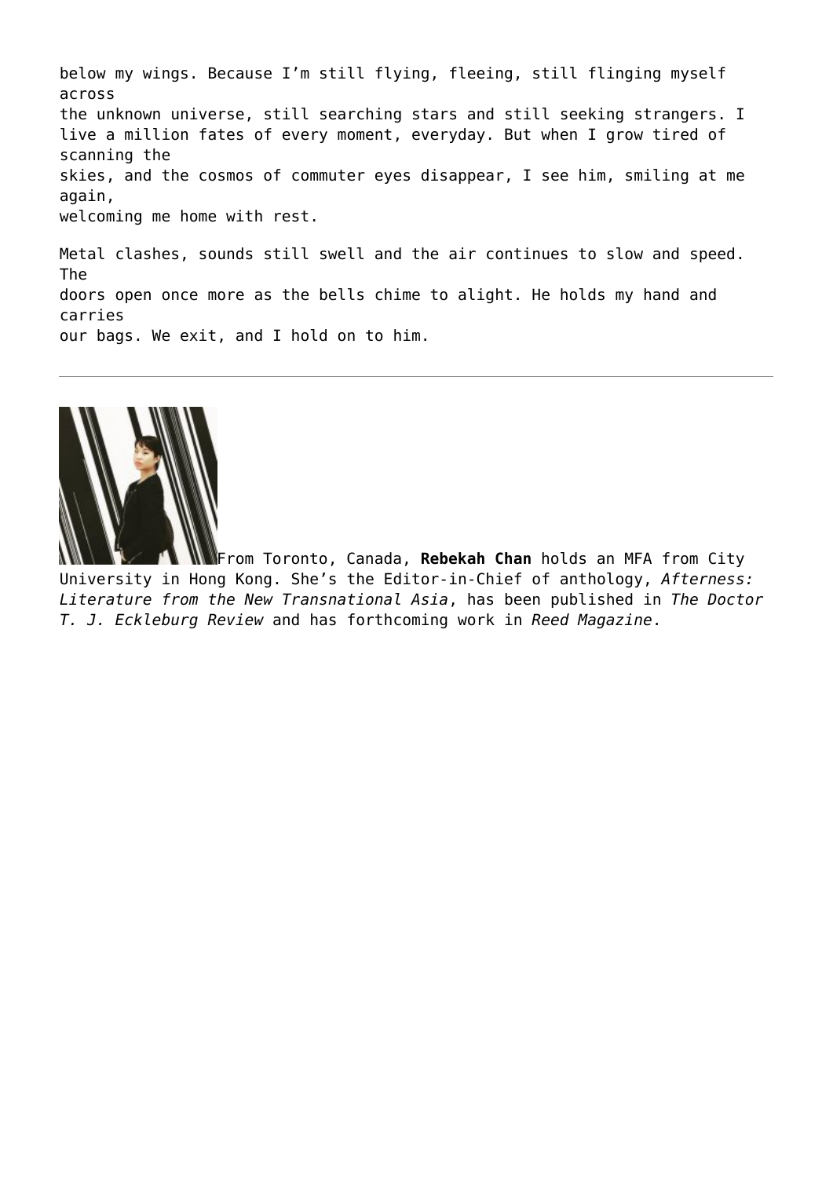below my wings. Because I'm still flying, fleeing, still flinging myself across the unknown universe, still searching stars and still seeking strangers. I live a million fates of every moment, everyday. But when I grow tired of scanning the skies, and the cosmos of commuter eyes disappear, I see him, smiling at me again, welcoming me home with rest.

Metal clashes, sounds still swell and the air continues to slow and speed. The doors open once more as the bells chime to alight. He holds my hand and carries our bags. We exit, and I hold on to him.

---

From Toronto, Canada, **Rebekah Chan** holds an MFA from City University in Hong Kong. She's the Editor-in-Chief of anthology, *Afterness: Literature from the New Transnational Asia*, has been published in *The Doctor T. J. Eckleburg Review* and has forthcoming work in *Reed Magazine*.